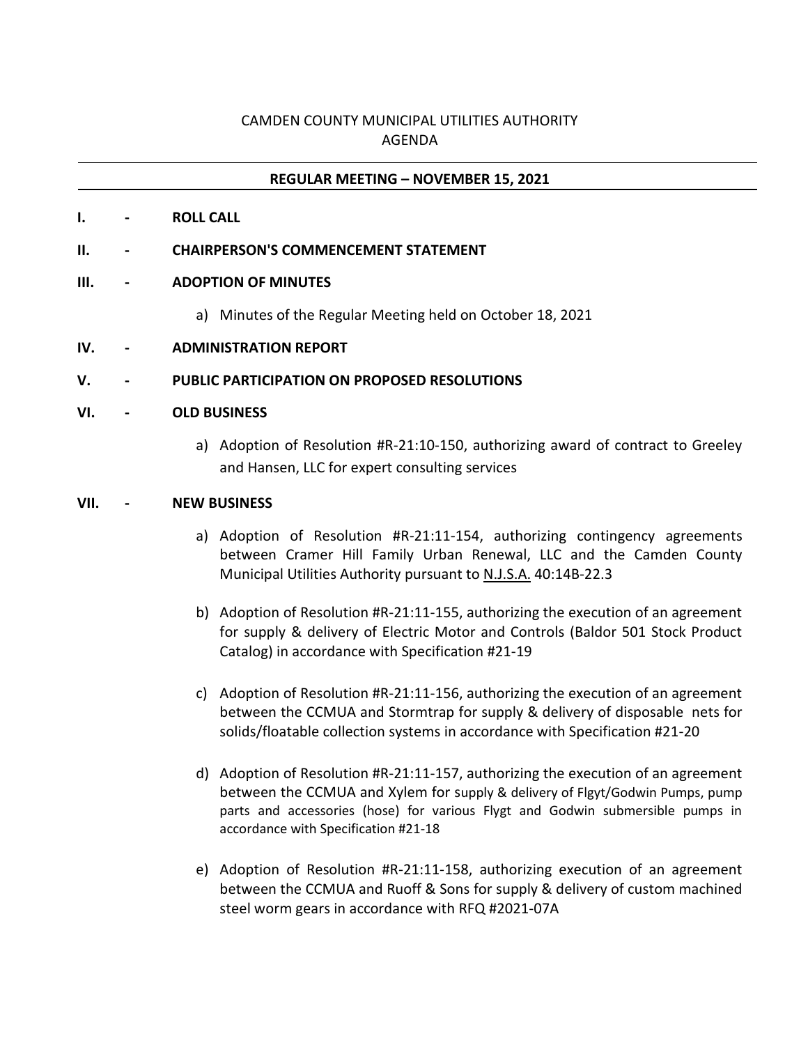CAMDEN COUNTY MUNICIPAL UTILITIES AUTHORITY
AGENDA

**REGULAR MEETING – NOVEMBER 15, 2021**

**I. - ROLL CALL**

**II. - CHAIRPERSON'S COMMENCEMENT STATEMENT**

**III. - ADOPTION OF MINUTES**

a) Minutes of the Regular Meeting held on October 18, 2021

**IV. - ADMINISTRATION REPORT**

**V. - PUBLIC PARTICIPATION ON PROPOSED RESOLUTIONS**

**VI. - OLD BUSINESS**

a) Adoption of Resolution #R-21:10-150, authorizing award of contract to Greeley and Hansen, LLC for expert consulting services

**VII. - NEW BUSINESS**

a) Adoption of Resolution #R-21:11-154, authorizing contingency agreements between Cramer Hill Family Urban Renewal, LLC and the Camden County Municipal Utilities Authority pursuant to N.J.S.A. 40:14B-22.3

b) Adoption of Resolution #R-21:11-155, authorizing the execution of an agreement for supply & delivery of Electric Motor and Controls (Baldor 501 Stock Product Catalog) in accordance with Specification #21-19

c) Adoption of Resolution #R-21:11-156, authorizing the execution of an agreement between the CCMUA and Stormtrap for supply & delivery of disposable nets for solids/floatable collection systems in accordance with Specification #21-20

d) Adoption of Resolution #R-21:11-157, authorizing the execution of an agreement between the CCMUA and Xylem for supply & delivery of Flgyt/Godwin Pumps, pump parts and accessories (hose) for various Flygt and Godwin submersible pumps in accordance with Specification #21-18

e) Adoption of Resolution #R-21:11-158, authorizing execution of an agreement between the CCMUA and Ruoff & Sons for supply & delivery of custom machined steel worm gears in accordance with RFQ #2021-07A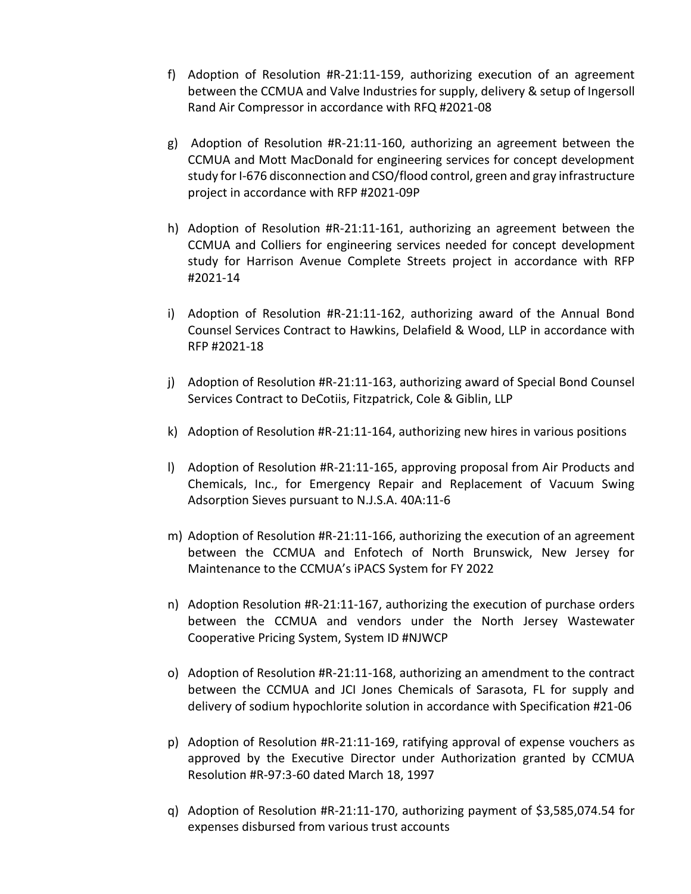f) Adoption of Resolution #R-21:11-159, authorizing execution of an agreement between the CCMUA and Valve Industries for supply, delivery & setup of Ingersoll Rand Air Compressor in accordance with RFQ #2021-08

g) Adoption of Resolution #R-21:11-160, authorizing an agreement between the CCMUA and Mott MacDonald for engineering services for concept development study for I-676 disconnection and CSO/flood control, green and gray infrastructure project in accordance with RFP #2021-09P

h) Adoption of Resolution #R-21:11-161, authorizing an agreement between the CCMUA and Colliers for engineering services needed for concept development study for Harrison Avenue Complete Streets project in accordance with RFP #2021-14

i) Adoption of Resolution #R-21:11-162, authorizing award of the Annual Bond Counsel Services Contract to Hawkins, Delafield & Wood, LLP in accordance with RFP #2021-18

j) Adoption of Resolution #R-21:11-163, authorizing award of Special Bond Counsel Services Contract to DeCotiis, Fitzpatrick, Cole & Giblin, LLP

k) Adoption of Resolution #R-21:11-164, authorizing new hires in various positions

l) Adoption of Resolution #R-21:11-165, approving proposal from Air Products and Chemicals, Inc., for Emergency Repair and Replacement of Vacuum Swing Adsorption Sieves pursuant to N.J.S.A. 40A:11-6

m) Adoption of Resolution #R-21:11-166, authorizing the execution of an agreement between the CCMUA and Enfotech of North Brunswick, New Jersey for Maintenance to the CCMUA's iPACS System for FY 2022

n) Adoption Resolution #R-21:11-167, authorizing the execution of purchase orders between the CCMUA and vendors under the North Jersey Wastewater Cooperative Pricing System, System ID #NJWCP

o) Adoption of Resolution #R-21:11-168, authorizing an amendment to the contract between the CCMUA and JCI Jones Chemicals of Sarasota, FL for supply and delivery of sodium hypochlorite solution in accordance with Specification #21-06

p) Adoption of Resolution #R-21:11-169, ratifying approval of expense vouchers as approved by the Executive Director under Authorization granted by CCMUA Resolution #R-97:3-60 dated March 18, 1997

q) Adoption of Resolution #R-21:11-170, authorizing payment of $3,585,074.54 for expenses disbursed from various trust accounts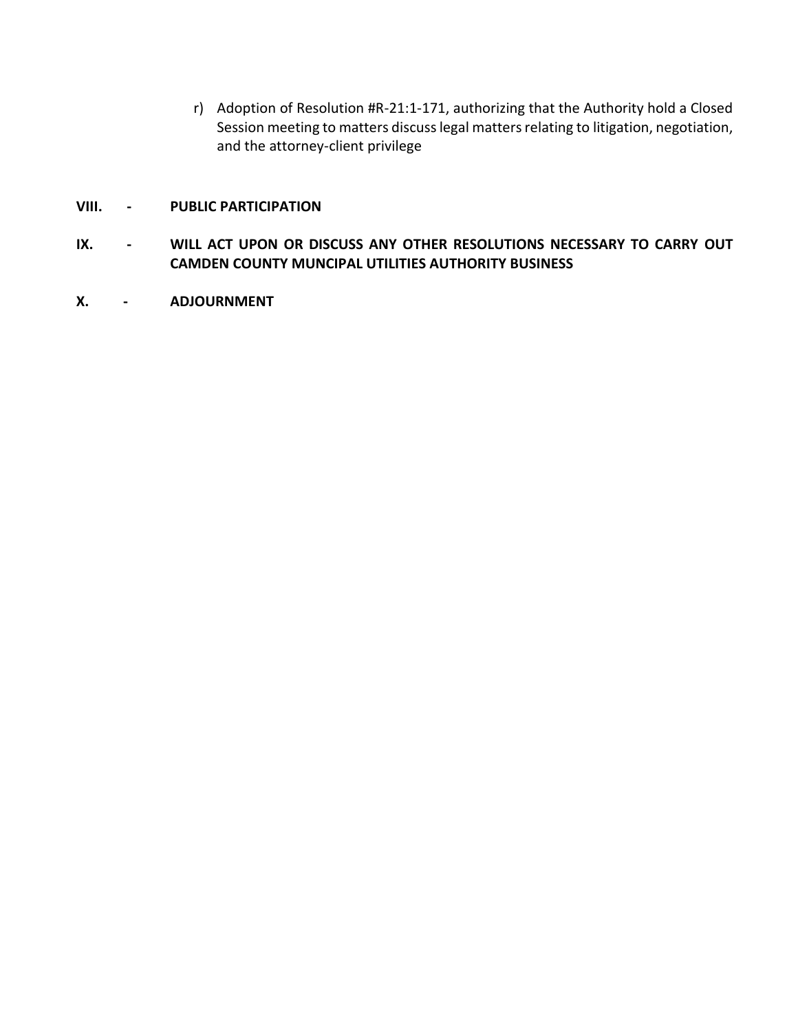r) Adoption of Resolution #R-21:1-171, authorizing that the Authority hold a Closed Session meeting to matters discuss legal matters relating to litigation, negotiation, and the attorney-client privilege

**VIII. - PUBLIC PARTICIPATION**

**IX. - WILL ACT UPON OR DISCUSS ANY OTHER RESOLUTIONS NECESSARY TO CARRY OUT CAMDEN COUNTY MUNCIPAL UTILITIES AUTHORITY BUSINESS**

**X. - ADJOURNMENT**